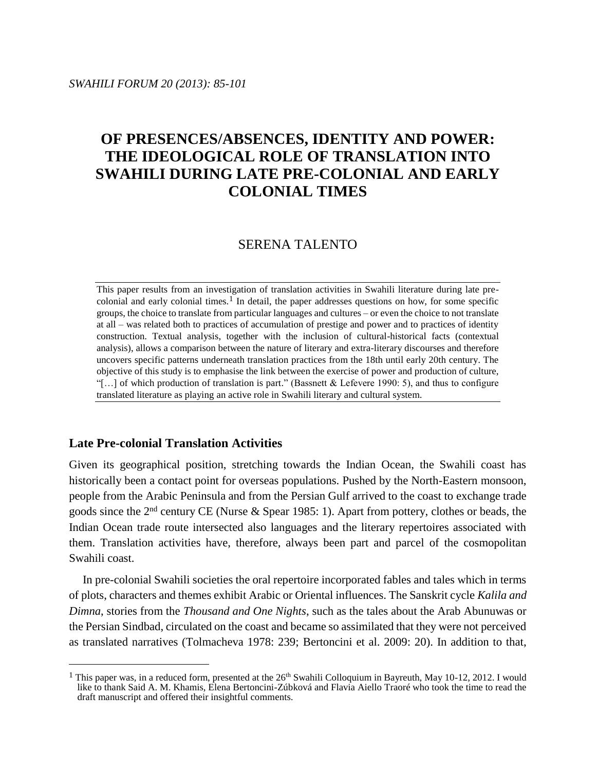# OF PRESENCES/ABSENCES, IDENTITY AND POWER: THE IDEOLOGICAL ROLE OF TRANSLATION INTO SWAHILI DURING LATE PRE-COLONIAL AND EARLY COLONIAL TIMES

SERENA TALENTO

This paper results from an investigation of translation activities in Swahili literature during late pre-colonial and early colonial times.[1] In detail, the paper addresses questions on how, for some specific groups, the choice to translate from particular languages and cultures – or even the choice to not translate at all – was related both to practices of accumulation of prestige and power and to practices of identity construction. Textual analysis, together with the inclusion of cultural-historical facts (contextual analysis), allows a comparison between the nature of literary and extra-literary discourses and therefore uncovers specific patterns underneath translation practices from the 18th until early 20th century. The objective of this study is to emphasise the link between the exercise of power and production of culture, "[…] of which production of translation is part." (Bassnett & Lefevere 1990: 5), and thus to configure translated literature as playing an active role in Swahili literary and cultural system.

## Late Pre-colonial Translation Activities

Given its geographical position, stretching towards the Indian Ocean, the Swahili coast has historically been a contact point for overseas populations. Pushed by the North-Eastern monsoon, people from the Arabic Peninsula and from the Persian Gulf arrived to the coast to exchange trade goods since the 2nd century CE (Nurse & Spear 1985: 1). Apart from pottery, clothes or beads, the Indian Ocean trade route intersected also languages and the literary repertoires associated with them. Translation activities have, therefore, always been part and parcel of the cosmopolitan Swahili coast.

In pre-colonial Swahili societies the oral repertoire incorporated fables and tales which in terms of plots, characters and themes exhibit Arabic or Oriental influences. The Sanskrit cycle *Kalila and Dimna*, stories from the *Thousand and One Nights*, such as the tales about the Arab Abunuwas or the Persian Sindbad, circulated on the coast and became so assimilated that they were not perceived as translated narratives (Tolmacheva 1978: 239; Bertoncini et al. 2009: 20). In addition to that,

[1] This paper was, in a reduced form, presented at the 26th Swahili Colloquium in Bayreuth, May 10-12, 2012. I would like to thank Said A. M. Khamis, Elena Bertoncini-Zúbková and Flavia Aiello Traoré who took the time to read the draft manuscript and offered their insightful comments.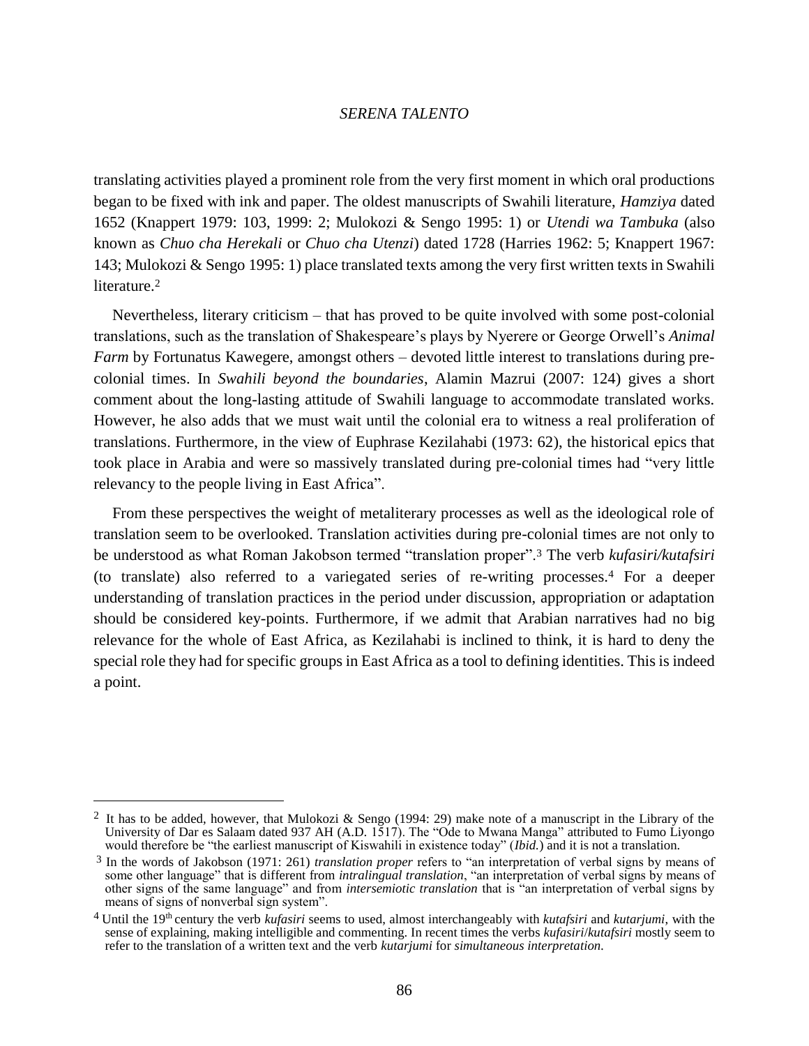translating activities played a prominent role from the very first moment in which oral productions began to be fixed with ink and paper. The oldest manuscripts of Swahili literature, *Hamziya* dated 1652 (Knappert 1979: 103, 1999: 2; Mulokozi & Sengo 1995: 1) or *Utendi wa Tambuka* (also known as *Chuo cha Herekali* or *Chuo cha Utenzi*) dated 1728 (Harries 1962: 5; Knappert 1967: 143; Mulokozi & Sengo 1995: 1) place translated texts among the very first written texts in Swahili literature.[2]

Nevertheless, literary criticism – that has proved to be quite involved with some post-colonial translations, such as the translation of Shakespeare's plays by Nyerere or George Orwell's *Animal Farm* by Fortunatus Kawegere, amongst others – devoted little interest to translations during pre-colonial times. In *Swahili beyond the boundaries*, Alamin Mazrui (2007: 124) gives a short comment about the long-lasting attitude of Swahili language to accommodate translated works. However, he also adds that we must wait until the colonial era to witness a real proliferation of translations. Furthermore, in the view of Euphrase Kezilahabi (1973: 62), the historical epics that took place in Arabia and were so massively translated during pre-colonial times had "very little relevancy to the people living in East Africa".

From these perspectives the weight of metaliterary processes as well as the ideological role of translation seem to be overlooked. Translation activities during pre-colonial times are not only to be understood as what Roman Jakobson termed "translation proper".[3] The verb *kufasiri/kutafsiri* (to translate) also referred to a variegated series of re-writing processes.[4] For a deeper understanding of translation practices in the period under discussion, appropriation or adaptation should be considered key-points. Furthermore, if we admit that Arabian narratives had no big relevance for the whole of East Africa, as Kezilahabi is inclined to think, it is hard to deny the special role they had for specific groups in East Africa as a tool to defining identities. This is indeed a point.

---

[2] It has to be added, however, that Mulokozi & Sengo (1994: 29) make note of a manuscript in the Library of the University of Dar es Salaam dated 937 AH (A.D. 1517). The "Ode to Mwana Manga" attributed to Fumo Liyongo would therefore be "the earliest manuscript of Kiswahili in existence today" (*Ibid.*) and it is not a translation.

[3] In the words of Jakobson (1971: 261) *translation proper* refers to "an interpretation of verbal signs by means of some other language" that is different from *intralingual translation*, "an interpretation of verbal signs by means of other signs of the same language" and from *intersemiotic translation* that is "an interpretation of verbal signs by means of signs of nonverbal sign system".

[4] Until the 19th century the verb *kufasiri* seems to used, almost interchangeably with *kutafsiri* and *kutarjumi*, with the sense of explaining, making intelligible and commenting. In recent times the verbs *kufasiri*/*kutafsiri* mostly seem to refer to the translation of a written text and the verb *kutarjumi* for *simultaneous interpretation*.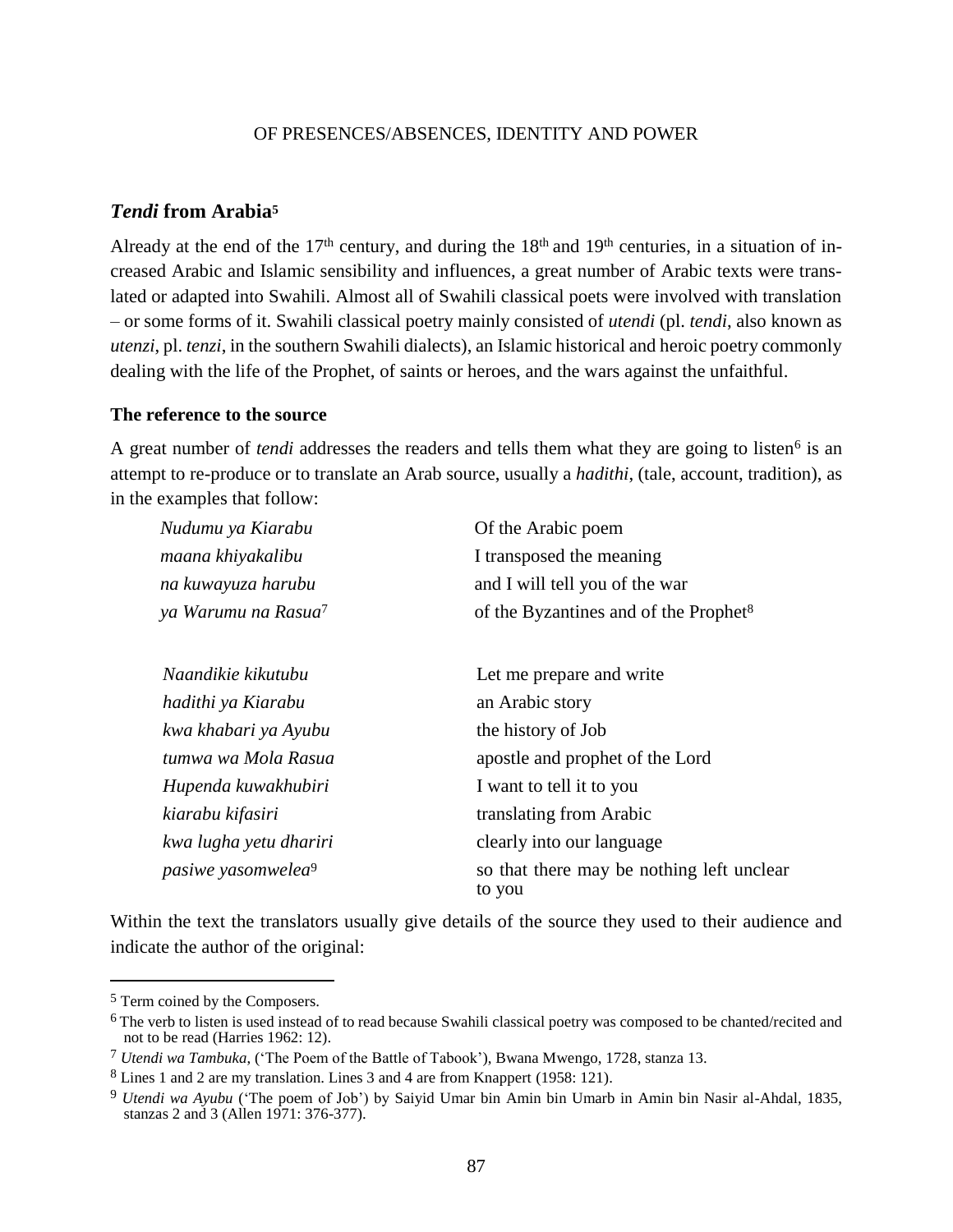## *Tendi* from Arabia[5]

Already at the end of the 17th century, and during the 18th and 19th centuries, in a situation of increased Arabic and Islamic sensibility and influences, a great number of Arabic texts were translated or adapted into Swahili. Almost all of Swahili classical poets were involved with translation – or some forms of it. Swahili classical poetry mainly consisted of *utendi* (pl. *tendi*, also known as *utenzi*, pl. *tenzi*, in the southern Swahili dialects), an Islamic historical and heroic poetry commonly dealing with the life of the Prophet, of saints or heroes, and the wars against the unfaithful.

### The reference to the source

A great number of *tendi* addresses the readers and tells them what they are going to listen[6] is an attempt to re-produce or to translate an Arab source, usually a *hadithi*, (tale, account, tradition), as in the examples that follow:

| | |
|---|---|
| *Nudumu ya Kiarabu* | Of the Arabic poem |
| *maana khiyakalibu* | I transposed the meaning |
| *na kuwayuza harubu* | and I will tell you of the war |
| *ya Warumu na Rasua*[7] | of the Byzantines and of the Prophet[8] |

| | |
|---|---|
| *Naandikie kikutubu* | Let me prepare and write |
| *hadithi ya Kiarabu* | an Arabic story |
| *kwa khabari ya Ayubu* | the history of Job |
| *tumwa wa Mola Rasua* | apostle and prophet of the Lord |
| *Hupenda kuwakhubiri* | I want to tell it to you |
| *kiarabu kifasiri* | translating from Arabic |
| *kwa lugha yetu dhariri* | clearly into our language |
| *pasiwe yasomwelea*[9] | so that there may be nothing left unclear to you |

Within the text the translators usually give details of the source they used to their audience and indicate the author of the original:

---

[5] Term coined by the Composers.

[6] The verb to listen is used instead of to read because Swahili classical poetry was composed to be chanted/recited and not to be read (Harries 1962: 12).

[7] *Utendi wa Tambuka*, ('The Poem of the Battle of Tabook'), Bwana Mwengo, 1728, stanza 13.

[8] Lines 1 and 2 are my translation. Lines 3 and 4 are from Knappert (1958: 121).

[9] *Utendi wa Ayubu* ('The poem of Job') by Saiyid Umar bin Amin bin Umarb in Amin bin Nasir al-Ahdal, 1835, stanzas 2 and 3 (Allen 1971: 376-377).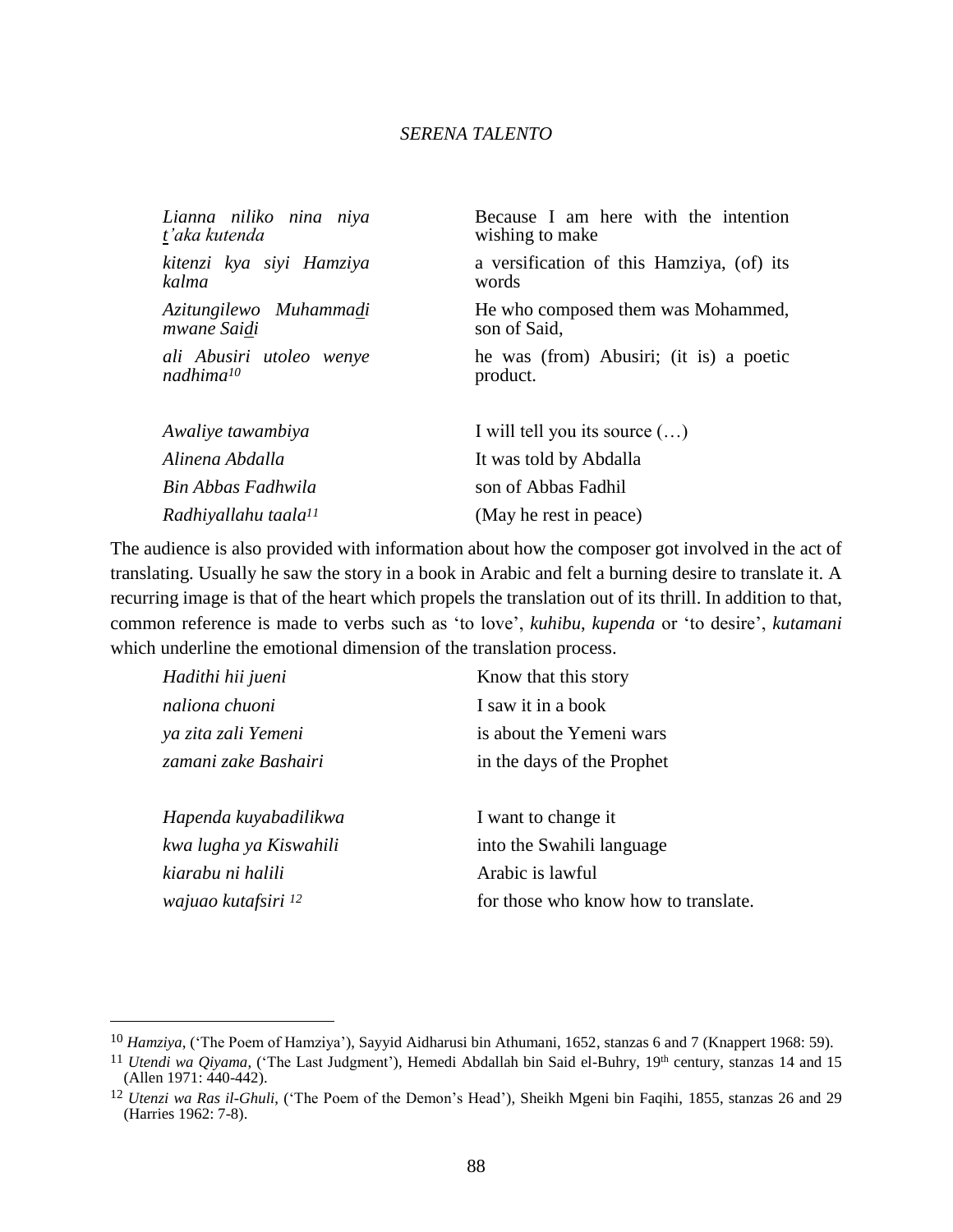| | |
|---|---|
| *Lianna niliko nina niya t'aka kutenda* | Because I am here with the intention wishing to make |
| *kitenzi kya siyi Hamziya kalma* | a versification of this Hamziya, (of) its words |
| *Azitungilewo Muhammadi mwane Saidi* | He who composed them was Mohammed, son of Said, |
| *ali Abusiri utoleo wenye nadhima*[10] | he was (from) Abusiri; (it is) a poetic product. |

| | |
|---|---|
| *Awaliye tawambiya* | I will tell you its source (…) |
| *Alinena Abdalla* | It was told by Abdalla |
| *Bin Abbas Fadhwila* | son of Abbas Fadhil |
| *Radhiyallahu taala*[11] | (May he rest in peace) |

The audience is also provided with information about how the composer got involved in the act of translating. Usually he saw the story in a book in Arabic and felt a burning desire to translate it. A recurring image is that of the heart which propels the translation out of its thrill. In addition to that, common reference is made to verbs such as 'to love', *kuhibu*, *kupenda* or 'to desire', *kutamani* which underline the emotional dimension of the translation process.

| | |
|---|---|
| *Hadithi hii jueni* | Know that this story |
| *naliona chuoni* | I saw it in a book |
| *ya zita zali Yemeni* | is about the Yemeni wars |
| *zamani zake Bashairi* | in the days of the Prophet |

| | |
|---|---|
| *Hapenda kuyabadilikwa* | I want to change it |
| *kwa lugha ya Kiswahili* | into the Swahili language |
| *kiarabu ni halili* | Arabic is lawful |
| *wajuao kutafsiri*[12] | for those who know how to translate. |

---

[10] *Hamziya*, ('The Poem of Hamziya'), Sayyid Aidharusi bin Athumani, 1652, stanzas 6 and 7 (Knappert 1968: 59).

[11] *Utendi wa Qiyama*, ('The Last Judgment'), Hemedi Abdallah bin Said el-Buhry, 19th century, stanzas 14 and 15 (Allen 1971: 440-442).

[12] *Utenzi wa Ras il-Ghuli*, ('The Poem of the Demon's Head'), Sheikh Mgeni bin Faqihi, 1855, stanzas 26 and 29 (Harries 1962: 7-8).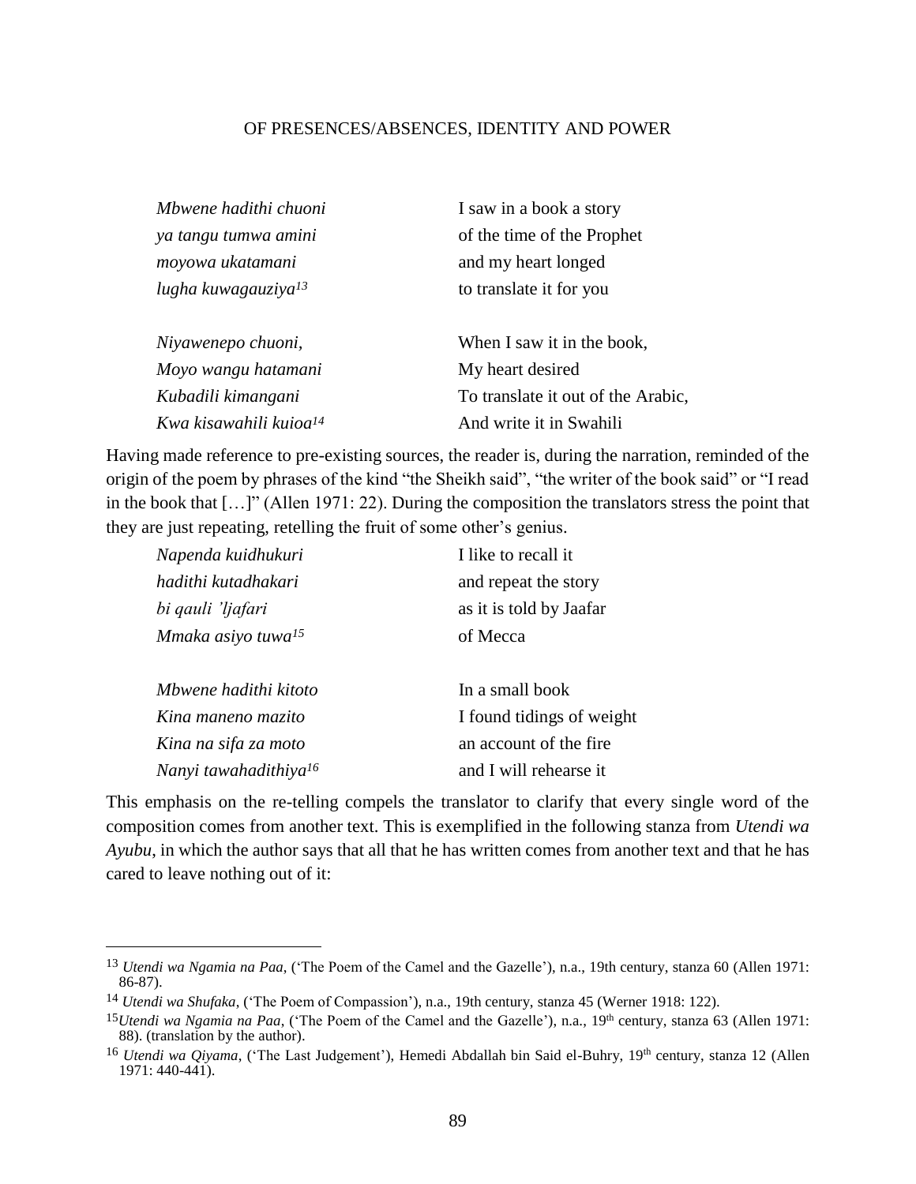| | |
|---|---|
| *Mbwene hadithi chuoni* | I saw in a book a story |
| *ya tangu tumwa amini* | of the time of the Prophet |
| *moyowa ukatamani* | and my heart longed |
| *lugha kuwagauziya*[13] | to translate it for you |
| | |
| *Niyawenepo chuoni,* | When I saw it in the book, |
| *Moyo wangu hatamani* | My heart desired |
| *Kubadili kimangani* | To translate it out of the Arabic, |
| *Kwa kisawahili kuioa*[14] | And write it in Swahili |

Having made reference to pre-existing sources, the reader is, during the narration, reminded of the origin of the poem by phrases of the kind "the Sheikh said", "the writer of the book said" or "I read in the book that […]" (Allen 1971: 22). During the composition the translators stress the point that they are just repeating, retelling the fruit of some other's genius.

| | |
|---|---|
| *Napenda kuidhukuri* | I like to recall it |
| *hadithi kutadhakari* | and repeat the story |
| *bi qauli 'ljafari* | as it is told by Jaafar |
| *Mmaka asiyo tuwa*[15] | of Mecca |
| | |
| *Mbwene hadithi kitoto* | In a small book |
| *Kina maneno mazito* | I found tidings of weight |
| *Kina na sifa za moto* | an account of the fire |
| *Nanyi tawahadithiya*[16] | and I will rehearse it |

This emphasis on the re-telling compels the translator to clarify that every single word of the composition comes from another text. This is exemplified in the following stanza from *Utendi wa Ayubu*, in which the author says that all that he has written comes from another text and that he has cared to leave nothing out of it:

---

[13] *Utendi wa Ngamia na Paa*, ('The Poem of the Camel and the Gazelle'), n.a., 19th century, stanza 60 (Allen 1971: 86-87).

[14] *Utendi wa Shufaka*, ('The Poem of Compassion'), n.a., 19th century, stanza 45 (Werner 1918: 122).

[15] *Utendi wa Ngamia na Paa*, ('The Poem of the Camel and the Gazelle'), n.a., 19th century, stanza 63 (Allen 1971: 88). (translation by the author).

[16] *Utendi wa Qiyama*, ('The Last Judgement'), Hemedi Abdallah bin Said el-Buhry, 19th century, stanza 12 (Allen 1971: 440-441).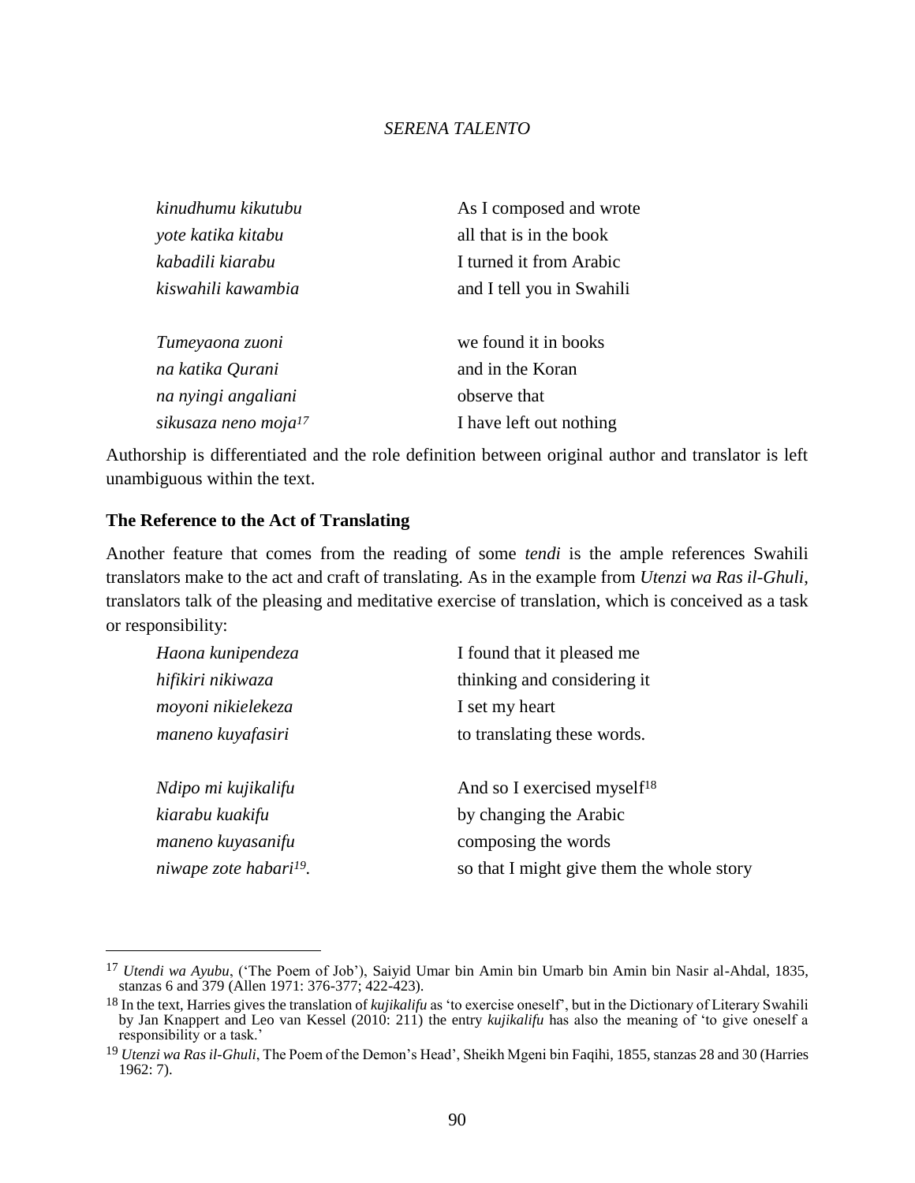| | |
|---|---|
| *kinudhumu kikutubu* | As I composed and wrote |
| *yote katika kitabu* | all that is in the book |
| *kabadili kiarabu* | I turned it from Arabic |
| *kiswahili kawambia* | and I tell you in Swahili |
| | |
| *Tumeyaona zuoni* | we found it in books |
| *na katika Qurani* | and in the Koran |
| *na nyingi angaliani* | observe that |
| *sikusaza neno moja*[17] | I have left out nothing |

Authorship is differentiated and the role definition between original author and translator is left unambiguous within the text.

### The Reference to the Act of Translating

Another feature that comes from the reading of some *tendi* is the ample references Swahili translators make to the act and craft of translating. As in the example from *Utenzi wa Ras il-Ghuli*, translators talk of the pleasing and meditative exercise of translation, which is conceived as a task or responsibility:

| | |
|---|---|
| *Haona kunipendeza* | I found that it pleased me |
| *hifikiri nikiwaza* | thinking and considering it |
| *moyoni nikielekeza* | I set my heart |
| *maneno kuyafasiri* | to translating these words. |
| | |
| *Ndipo mi kujikalifu* | And so I exercised myself[18] |
| *kiarabu kuakifu* | by changing the Arabic |
| *maneno kuyasanifu* | composing the words |
| *niwape zote habari*[19]. | so that I might give them the whole story |

---

[17] *Utendi wa Ayubu*, ('The Poem of Job'), Saiyid Umar bin Amin bin Umarb bin Amin bin Nasir al-Ahdal, 1835, stanzas 6 and 379 (Allen 1971: 376-377; 422-423).

[18] In the text, Harries gives the translation of *kujikalifu* as 'to exercise oneself', but in the Dictionary of Literary Swahili by Jan Knappert and Leo van Kessel (2010: 211) the entry *kujikalifu* has also the meaning of 'to give oneself a responsibility or a task.'

[19] *Utenzi wa Ras il-Ghuli*, The Poem of the Demon's Head', Sheikh Mgeni bin Faqihi, 1855, stanzas 28 and 30 (Harries 1962: 7).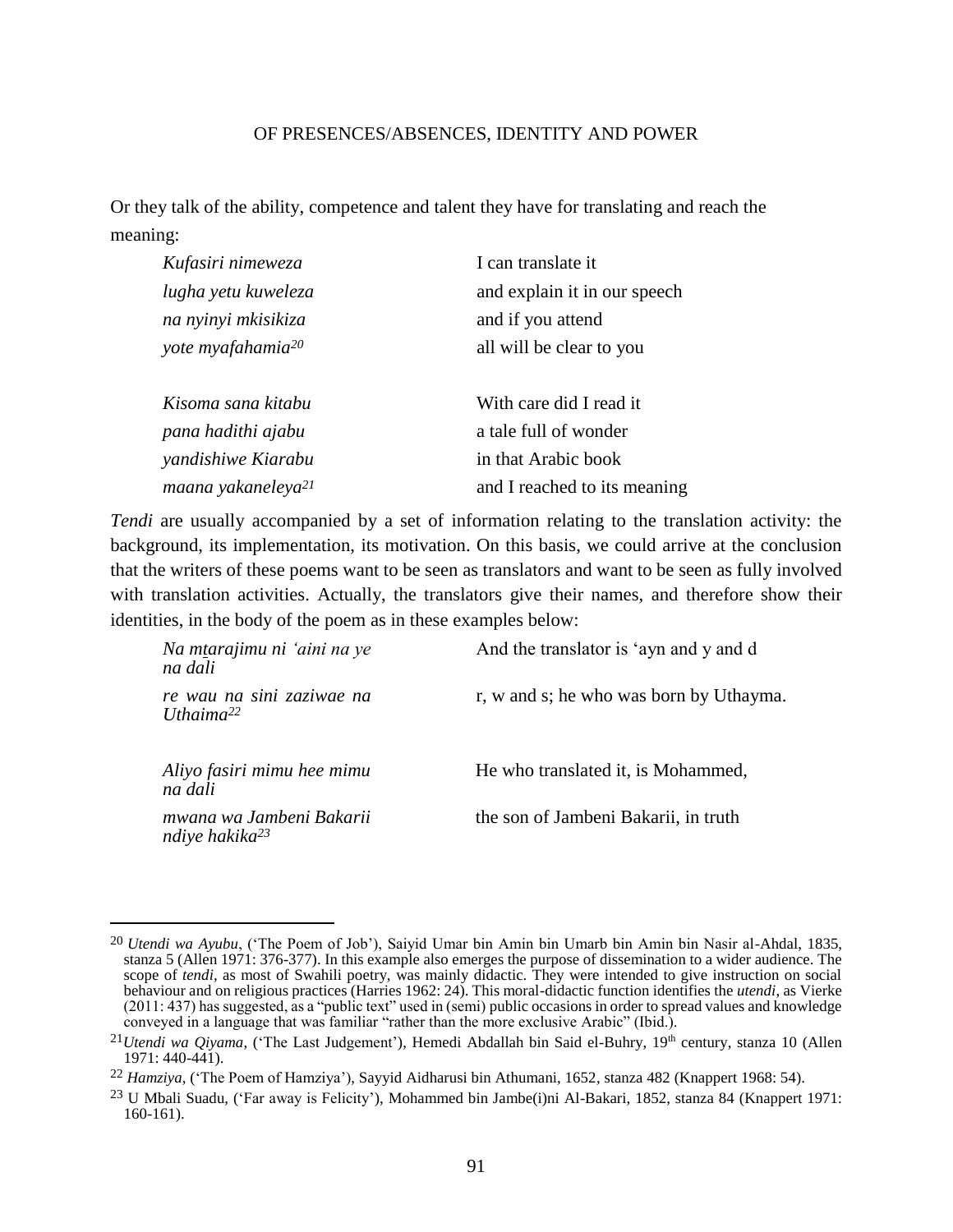Or they talk of the ability, competence and talent they have for translating and reach the meaning:

| | |
|---|---|
| *Kufasiri nimeweza* | I can translate it |
| *lugha yetu kuweleza* | and explain it in our speech |
| *na nyinyi mkisikiza* | and if you attend |
| *yote myafahamia*[20] | all will be clear to you |
| | |
| *Kisoma sana kitabu* | With care did I read it |
| *pana hadithi ajabu* | a tale full of wonder |
| *yandishiwe Kiarabu* | in that Arabic book |
| *maana yakaneleya*[21] | and I reached to its meaning |

*Tendi* are usually accompanied by a set of information relating to the translation activity: the background, its implementation, its motivation. On this basis, we could arrive at the conclusion that the writers of these poems want to be seen as translators and want to be seen as fully involved with translation activities. Actually, the translators give their names, and therefore show their identities, in the body of the poem as in these examples below:

| | |
|---|---|
| *Na mtarajimu ni ʻaini na ye na dali* | And the translator is ʻayn and y and d |
| *re wau na sini zaziwae na Uthaima*[22] | r, w and s; he who was born by Uthayma. |
| | |
| *Aliyo fasiri mimu hee mimu na dali* | He who translated it, is Mohammed, |
| *mwana wa Jambeni Bakarii ndiye hakika*[23] | the son of Jambeni Bakarii, in truth |

---

[20] *Utendi wa Ayubu*, ('The Poem of Job'), Saiyid Umar bin Amin bin Umarb bin Amin bin Nasir al-Ahdal, 1835, stanza 5 (Allen 1971: 376-377). In this example also emerges the purpose of dissemination to a wider audience. The scope of *tendi*, as most of Swahili poetry, was mainly didactic. They were intended to give instruction on social behaviour and on religious practices (Harries 1962: 24). This moral-didactic function identifies the *utendi*, as Vierke (2011: 437) has suggested, as a "public text" used in (semi) public occasions in order to spread values and knowledge conveyed in a language that was familiar "rather than the more exclusive Arabic" (Ibid.).

[21] *Utendi wa Qiyama*, ('The Last Judgement'), Hemedi Abdallah bin Said el-Buhry, 19th century, stanza 10 (Allen 1971: 440-441).

[22] *Hamziya*, ('The Poem of Hamziya'), Sayyid Aidharusi bin Athumani, 1652, stanza 482 (Knappert 1968: 54).

[23] U Mbali Suadu, ('Far away is Felicity'), Mohammed bin Jambe(i)ni Al-Bakari, 1852, stanza 84 (Knappert 1971: 160-161).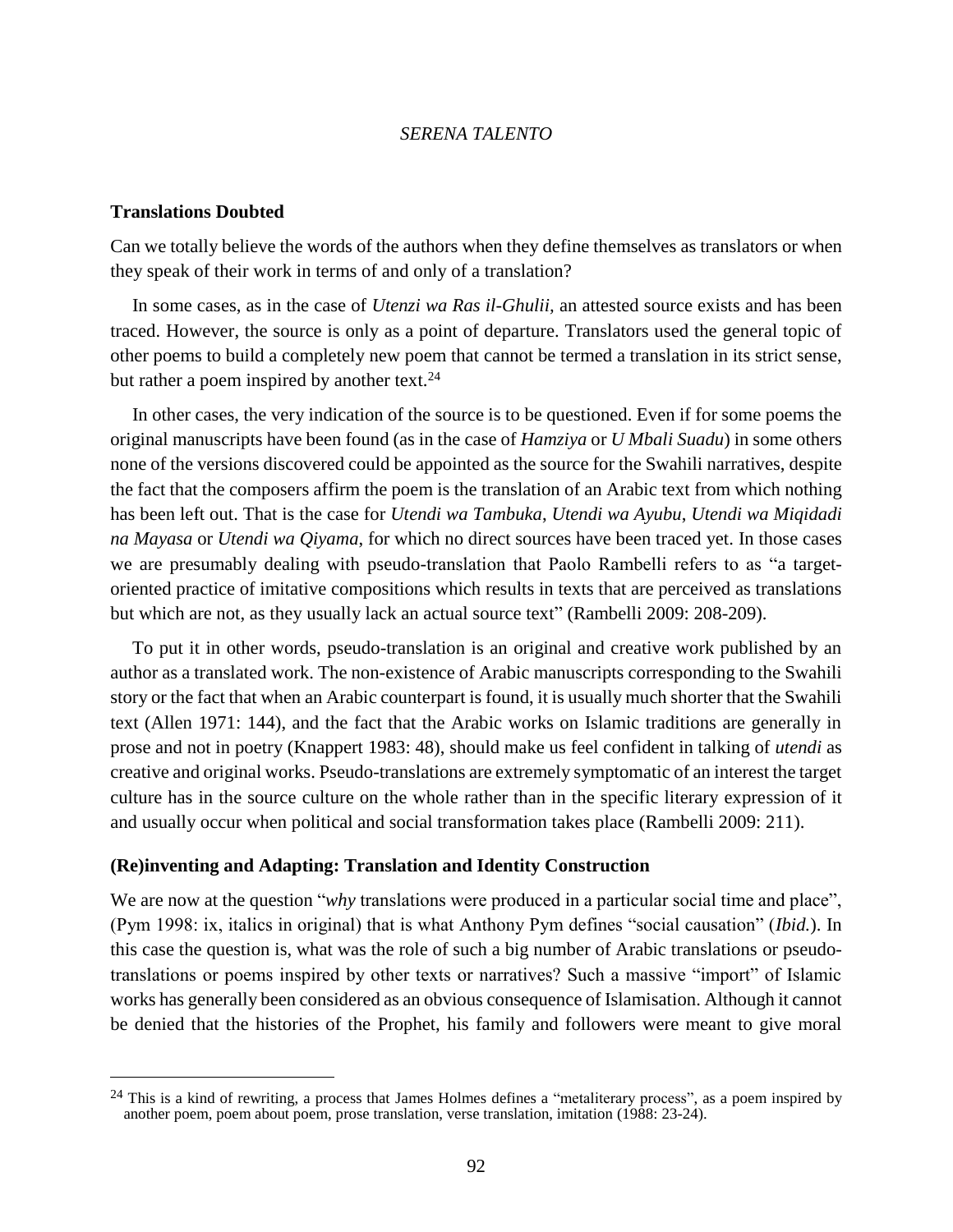## Translations Doubted

Can we totally believe the words of the authors when they define themselves as translators or when they speak of their work in terms of and only of a translation?

In some cases, as in the case of *Utenzi wa Ras il-Ghulii*, an attested source exists and has been traced. However, the source is only as a point of departure. Translators used the general topic of other poems to build a completely new poem that cannot be termed a translation in its strict sense, but rather a poem inspired by another text.[24]

In other cases, the very indication of the source is to be questioned. Even if for some poems the original manuscripts have been found (as in the case of *Hamziya* or *U Mbali Suadu*) in some others none of the versions discovered could be appointed as the source for the Swahili narratives, despite the fact that the composers affirm the poem is the translation of an Arabic text from which nothing has been left out. That is the case for *Utendi wa Tambuka*, *Utendi wa Ayubu*, *Utendi wa Miqidadi na Mayasa* or *Utendi wa Qiyama*, for which no direct sources have been traced yet. In those cases we are presumably dealing with pseudo-translation that Paolo Rambelli refers to as "a target-oriented practice of imitative compositions which results in texts that are perceived as translations but which are not, as they usually lack an actual source text" (Rambelli 2009: 208-209).

To put it in other words, pseudo-translation is an original and creative work published by an author as a translated work. The non-existence of Arabic manuscripts corresponding to the Swahili story or the fact that when an Arabic counterpart is found, it is usually much shorter that the Swahili text (Allen 1971: 144), and the fact that the Arabic works on Islamic traditions are generally in prose and not in poetry (Knappert 1983: 48), should make us feel confident in talking of *utendi* as creative and original works. Pseudo-translations are extremely symptomatic of an interest the target culture has in the source culture on the whole rather than in the specific literary expression of it and usually occur when political and social transformation takes place (Rambelli 2009: 211).

## (Re)inventing and Adapting: Translation and Identity Construction

We are now at the question "*why* translations were produced in a particular social time and place", (Pym 1998: ix, italics in original) that is what Anthony Pym defines "social causation" (*Ibid.*). In this case the question is, what was the role of such a big number of Arabic translations or pseudo-translations or poems inspired by other texts or narratives? Such a massive "import" of Islamic works has generally been considered as an obvious consequence of Islamisation. Although it cannot be denied that the histories of the Prophet, his family and followers were meant to give moral

---

[24] This is a kind of rewriting, a process that James Holmes defines a "metaliterary process", as a poem inspired by another poem, poem about poem, prose translation, verse translation, imitation (1988: 23-24).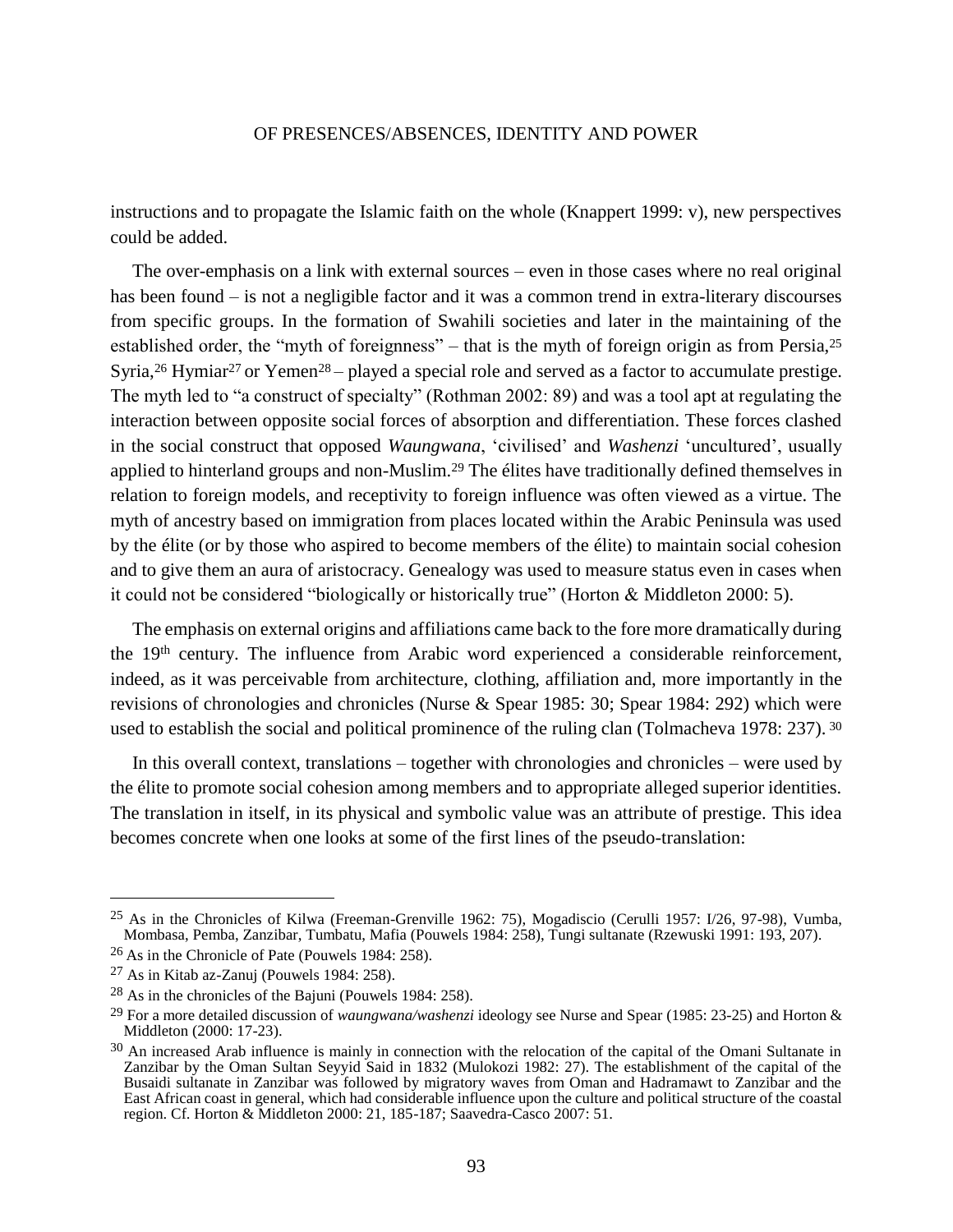instructions and to propagate the Islamic faith on the whole (Knappert 1999: v), new perspectives could be added.

The over-emphasis on a link with external sources – even in those cases where no real original has been found – is not a negligible factor and it was a common trend in extra-literary discourses from specific groups. In the formation of Swahili societies and later in the maintaining of the established order, the "myth of foreignness" – that is the myth of foreign origin as from Persia,[25] Syria,[26] Hymiar[27] or Yemen[28] – played a special role and served as a factor to accumulate prestige. The myth led to "a construct of specialty" (Rothman 2002: 89) and was a tool apt at regulating the interaction between opposite social forces of absorption and differentiation. These forces clashed in the social construct that opposed *Waungwana*, 'civilised' and *Washenzi* 'uncultured', usually applied to hinterland groups and non-Muslim.[29] The élites have traditionally defined themselves in relation to foreign models, and receptivity to foreign influence was often viewed as a virtue. The myth of ancestry based on immigration from places located within the Arabic Peninsula was used by the élite (or by those who aspired to become members of the élite) to maintain social cohesion and to give them an aura of aristocracy. Genealogy was used to measure status even in cases when it could not be considered "biologically or historically true" (Horton & Middleton 2000: 5).

The emphasis on external origins and affiliations came back to the fore more dramatically during the 19th century. The influence from Arabic word experienced a considerable reinforcement, indeed, as it was perceivable from architecture, clothing, affiliation and, more importantly in the revisions of chronologies and chronicles (Nurse & Spear 1985: 30; Spear 1984: 292) which were used to establish the social and political prominence of the ruling clan (Tolmacheva 1978: 237).[30]

In this overall context, translations – together with chronologies and chronicles – were used by the élite to promote social cohesion among members and to appropriate alleged superior identities. The translation in itself, in its physical and symbolic value was an attribute of prestige. This idea becomes concrete when one looks at some of the first lines of the pseudo-translation:

---

[25] As in the Chronicles of Kilwa (Freeman-Grenville 1962: 75), Mogadiscio (Cerulli 1957: I/26, 97-98), Vumba, Mombasa, Pemba, Zanzibar, Tumbatu, Mafia (Pouwels 1984: 258), Tungi sultanate (Rzewuski 1991: 193, 207).

[26] As in the Chronicle of Pate (Pouwels 1984: 258).

[27] As in Kitab az-Zanuj (Pouwels 1984: 258).

[28] As in the chronicles of the Bajuni (Pouwels 1984: 258).

[29] For a more detailed discussion of *waungwana/washenzi* ideology see Nurse and Spear (1985: 23-25) and Horton & Middleton (2000: 17-23).

[30] An increased Arab influence is mainly in connection with the relocation of the capital of the Omani Sultanate in Zanzibar by the Oman Sultan Seyyid Said in 1832 (Mulokozi 1982: 27). The establishment of the capital of the Busaidi sultanate in Zanzibar was followed by migratory waves from Oman and Hadramawt to Zanzibar and the East African coast in general, which had considerable influence upon the culture and political structure of the coastal region. Cf. Horton & Middleton 2000: 21, 185-187; Saavedra-Casco 2007: 51.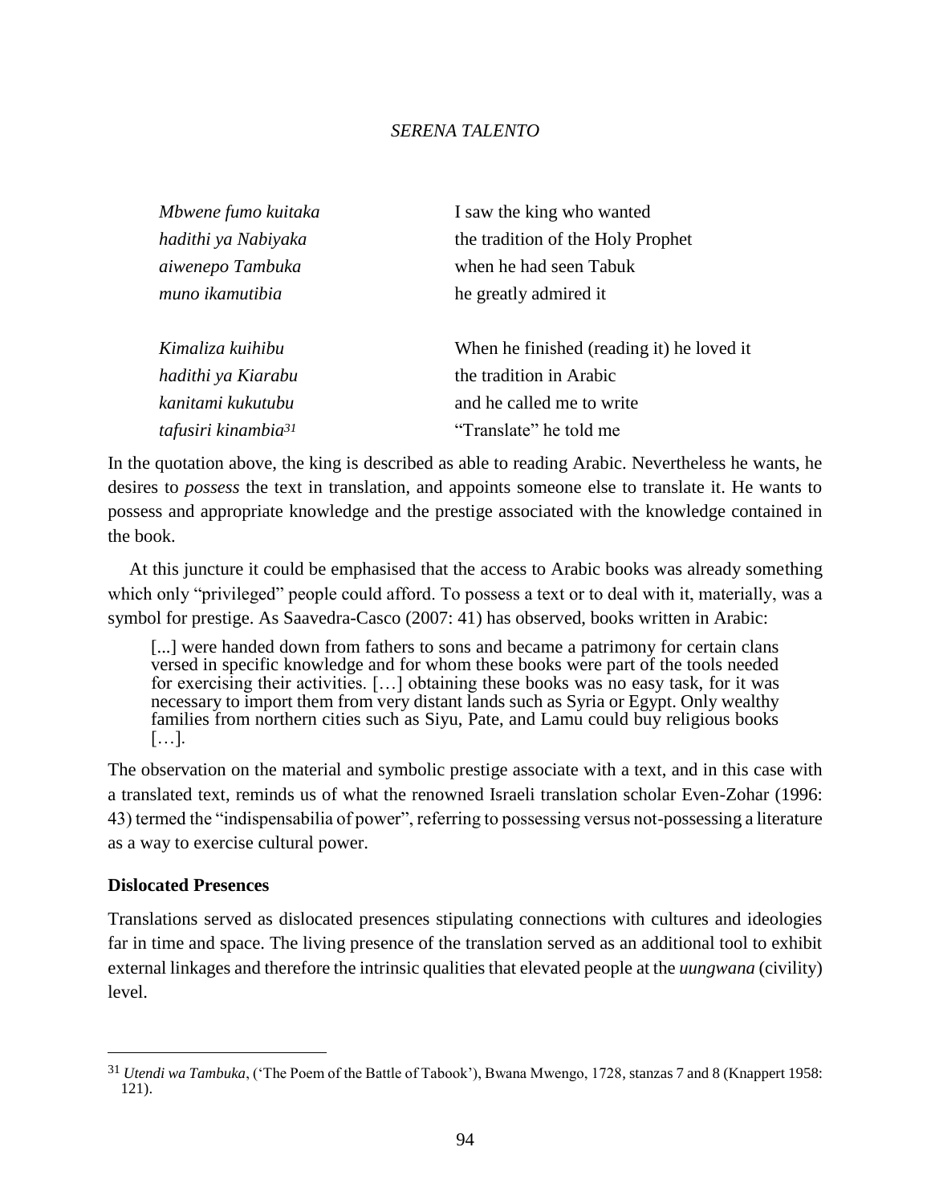| | |
|---|---|
| *Mbwene fumo kuitaka* | I saw the king who wanted |
| *hadithi ya Nabiyaka* | the tradition of the Holy Prophet |
| *aiwenepo Tambuka* | when he had seen Tabuk |
| *muno ikamutibia* | he greatly admired it |
| | |
| *Kimaliza kuihibu* | When he finished (reading it) he loved it |
| *hadithi ya Kiarabu* | the tradition in Arabic |
| *kanitami kukutubu* | and he called me to write |
| *tafusiri kinambia*[31] | "Translate" he told me |

In the quotation above, the king is described as able to reading Arabic. Nevertheless he wants, he desires to *possess* the text in translation, and appoints someone else to translate it. He wants to possess and appropriate knowledge and the prestige associated with the knowledge contained in the book.

At this juncture it could be emphasised that the access to Arabic books was already something which only "privileged" people could afford. To possess a text or to deal with it, materially, was a symbol for prestige. As Saavedra-Casco (2007: 41) has observed, books written in Arabic:

> [...] were handed down from fathers to sons and became a patrimony for certain clans versed in specific knowledge and for whom these books were part of the tools needed for exercising their activities. […] obtaining these books was no easy task, for it was necessary to import them from very distant lands such as Syria or Egypt. Only wealthy families from northern cities such as Siyu, Pate, and Lamu could buy religious books […].

The observation on the material and symbolic prestige associate with a text, and in this case with a translated text, reminds us of what the renowned Israeli translation scholar Even-Zohar (1996: 43) termed the "indispensabilia of power", referring to possessing versus not-possessing a literature as a way to exercise cultural power.

**Dislocated Presences**

Translations served as dislocated presences stipulating connections with cultures and ideologies far in time and space. The living presence of the translation served as an additional tool to exhibit external linkages and therefore the intrinsic qualities that elevated people at the *uungwana* (civility) level.

---

[31] *Utendi wa Tambuka*, ('The Poem of the Battle of Tabook'), Bwana Mwengo, 1728, stanzas 7 and 8 (Knappert 1958: 121).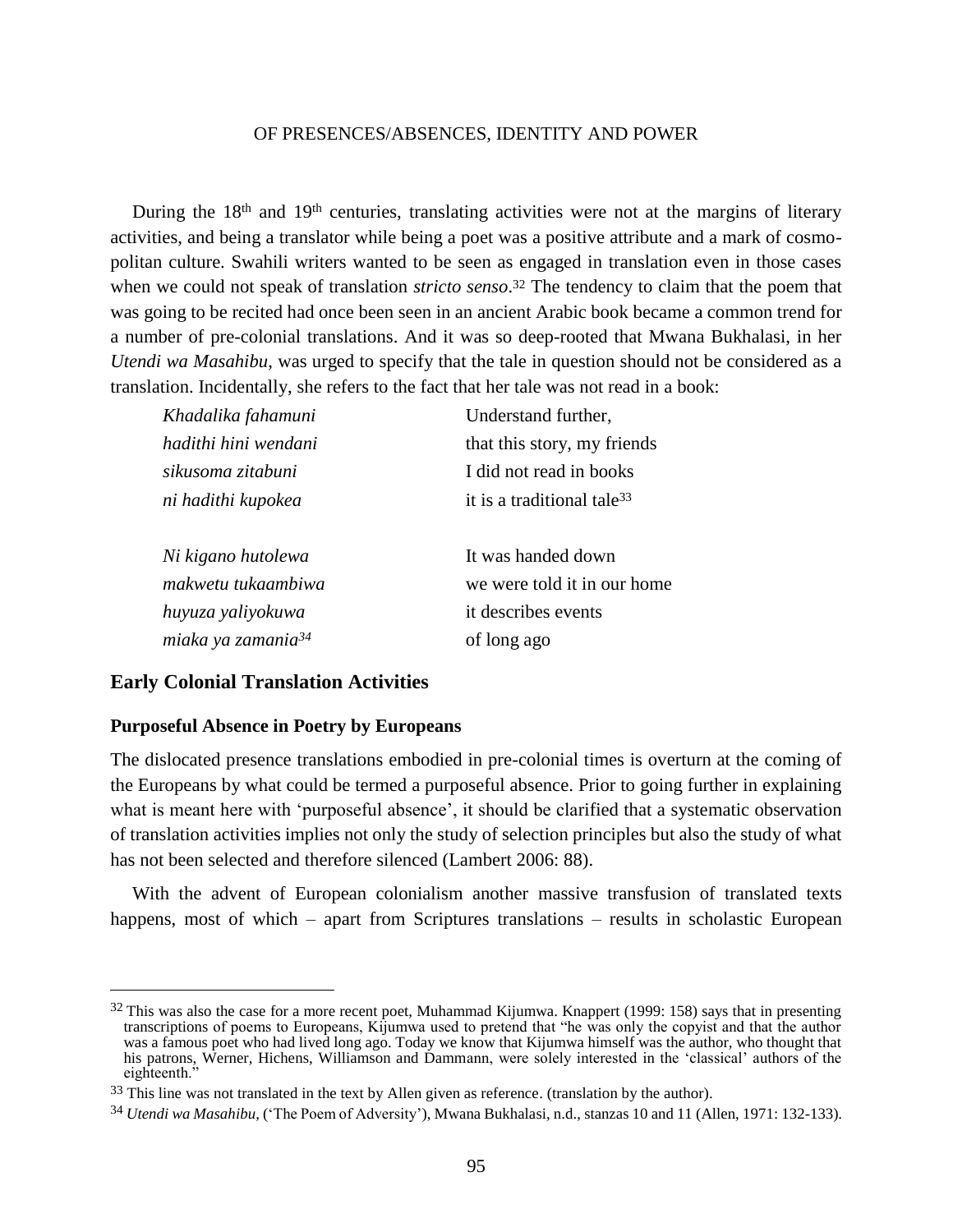During the 18th and 19th centuries, translating activities were not at the margins of literary activities, and being a translator while being a poet was a positive attribute and a mark of cosmopolitan culture. Swahili writers wanted to be seen as engaged in translation even in those cases when we could not speak of translation *stricto senso*.[32] The tendency to claim that the poem that was going to be recited had once been seen in an ancient Arabic book became a common trend for a number of pre-colonial translations. And it was so deep-rooted that Mwana Bukhalasi, in her *Utendi wa Masahibu*, was urged to specify that the tale in question should not be considered as a translation. Incidentally, she refers to the fact that her tale was not read in a book:

| | |
|---|---|
| *Khadalika fahamuni* | Understand further, |
| *hadithi hini wendani* | that this story, my friends |
| *sikusoma zitabuni* | I did not read in books |
| *ni hadithi kupokea* | it is a traditional tale[33] |
| | |
| *Ni kigano hutolewa* | It was handed down |
| *makwetu tukaambiwa* | we were told it in our home |
| *huyuza yaliyokuwa* | it describes events |
| *miaka ya zamania*[34] | of long ago |

## Early Colonial Translation Activities

### Purposeful Absence in Poetry by Europeans

The dislocated presence translations embodied in pre-colonial times is overturn at the coming of the Europeans by what could be termed a purposeful absence. Prior to going further in explaining what is meant here with 'purposeful absence', it should be clarified that a systematic observation of translation activities implies not only the study of selection principles but also the study of what has not been selected and therefore silenced (Lambert 2006: 88).

With the advent of European colonialism another massive transfusion of translated texts happens, most of which – apart from Scriptures translations – results in scholastic European

[32] This was also the case for a more recent poet, Muhammad Kijumwa. Knappert (1999: 158) says that in presenting transcriptions of poems to Europeans, Kijumwa used to pretend that "he was only the copyist and that the author was a famous poet who had lived long ago. Today we know that Kijumwa himself was the author, who thought that his patrons, Werner, Hichens, Williamson and Dammann, were solely interested in the 'classical' authors of the eighteenth."

[33] This line was not translated in the text by Allen given as reference. (translation by the author).

[34] *Utendi wa Masahibu*, ('The Poem of Adversity'), Mwana Bukhalasi, n.d., stanzas 10 and 11 (Allen, 1971: 132-133).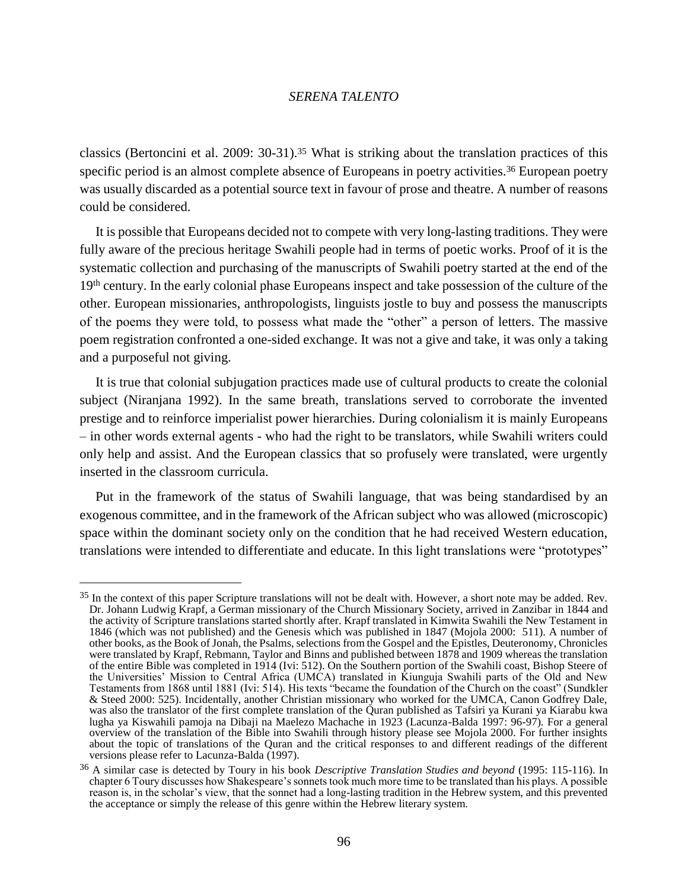classics (Bertoncini et al. 2009: 30-31).[35] What is striking about the translation practices of this specific period is an almost complete absence of Europeans in poetry activities.[36] European poetry was usually discarded as a potential source text in favour of prose and theatre. A number of reasons could be considered.

It is possible that Europeans decided not to compete with very long-lasting traditions. They were fully aware of the precious heritage Swahili people had in terms of poetic works. Proof of it is the systematic collection and purchasing of the manuscripts of Swahili poetry started at the end of the 19th century. In the early colonial phase Europeans inspect and take possession of the culture of the other. European missionaries, anthropologists, linguists jostle to buy and possess the manuscripts of the poems they were told, to possess what made the "other" a person of letters. The massive poem registration confronted a one-sided exchange. It was not a give and take, it was only a taking and a purposeful not giving.

It is true that colonial subjugation practices made use of cultural products to create the colonial subject (Niranjana 1992). In the same breath, translations served to corroborate the invented prestige and to reinforce imperialist power hierarchies. During colonialism it is mainly Europeans – in other words external agents - who had the right to be translators, while Swahili writers could only help and assist. And the European classics that so profusely were translated, were urgently inserted in the classroom curricula.

Put in the framework of the status of Swahili language, that was being standardised by an exogenous committee, and in the framework of the African subject who was allowed (microscopic) space within the dominant society only on the condition that he had received Western education, translations were intended to differentiate and educate. In this light translations were "prototypes"

---

[35] In the context of this paper Scripture translations will not be dealt with. However, a short note may be added. Rev. Dr. Johann Ludwig Krapf, a German missionary of the Church Missionary Society, arrived in Zanzibar in 1844 and the activity of Scripture translations started shortly after. Krapf translated in Kimwita Swahili the New Testament in 1846 (which was not published) and the Genesis which was published in 1847 (Mojola 2000: 511). A number of other books, as the Book of Jonah, the Psalms, selections from the Gospel and the Epistles, Deuteronomy, Chronicles were translated by Krapf, Rebmann, Taylor and Binns and published between 1878 and 1909 whereas the translation of the entire Bible was completed in 1914 (Ivi: 512). On the Southern portion of the Swahili coast, Bishop Steere of the Universities' Mission to Central Africa (UMCA) translated in Kiunguja Swahili parts of the Old and New Testaments from 1868 until 1881 (Ivi: 514). His texts "became the foundation of the Church on the coast" (Sundkler & Steed 2000: 525). Incidentally, another Christian missionary who worked for the UMCA, Canon Godfrey Dale, was also the translator of the first complete translation of the Quran published as Tafsiri ya Kurani ya Kiarabu kwa lugha ya Kiswahili pamoja na Dibaji na Maelezo Machache in 1923 (Lacunza-Balda 1997: 96-97). For a general overview of the translation of the Bible into Swahili through history please see Mojola 2000. For further insights about the topic of translations of the Quran and the critical responses to and different readings of the different versions please refer to Lacunza-Balda (1997).

[36] A similar case is detected by Toury in his book *Descriptive Translation Studies and beyond* (1995: 115-116). In chapter 6 Toury discusses how Shakespeare's sonnets took much more time to be translated than his plays. A possible reason is, in the scholar's view, that the sonnet had a long-lasting tradition in the Hebrew system, and this prevented the acceptance or simply the release of this genre within the Hebrew literary system.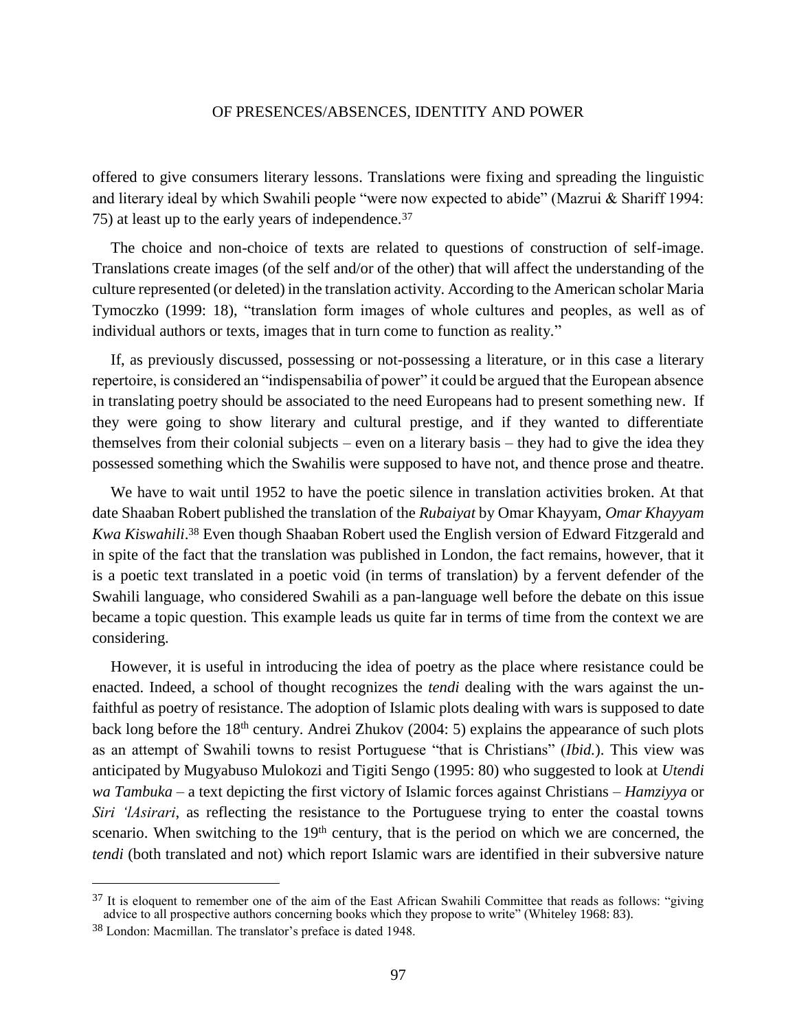offered to give consumers literary lessons. Translations were fixing and spreading the linguistic and literary ideal by which Swahili people "were now expected to abide" (Mazrui & Shariff 1994: 75) at least up to the early years of independence.[37]

The choice and non-choice of texts are related to questions of construction of self-image. Translations create images (of the self and/or of the other) that will affect the understanding of the culture represented (or deleted) in the translation activity. According to the American scholar Maria Tymoczko (1999: 18), "translation form images of whole cultures and peoples, as well as of individual authors or texts, images that in turn come to function as reality."

If, as previously discussed, possessing or not-possessing a literature, or in this case a literary repertoire, is considered an "indispensabilia of power" it could be argued that the European absence in translating poetry should be associated to the need Europeans had to present something new. If they were going to show literary and cultural prestige, and if they wanted to differentiate themselves from their colonial subjects – even on a literary basis – they had to give the idea they possessed something which the Swahilis were supposed to have not, and thence prose and theatre.

We have to wait until 1952 to have the poetic silence in translation activities broken. At that date Shaaban Robert published the translation of the *Rubaiyat* by Omar Khayyam, *Omar Khayyam Kwa Kiswahili*.[38] Even though Shaaban Robert used the English version of Edward Fitzgerald and in spite of the fact that the translation was published in London, the fact remains, however, that it is a poetic text translated in a poetic void (in terms of translation) by a fervent defender of the Swahili language, who considered Swahili as a pan-language well before the debate on this issue became a topic question. This example leads us quite far in terms of time from the context we are considering.

However, it is useful in introducing the idea of poetry as the place where resistance could be enacted. Indeed, a school of thought recognizes the *tendi* dealing with the wars against the un-faithful as poetry of resistance. The adoption of Islamic plots dealing with wars is supposed to date back long before the 18th century. Andrei Zhukov (2004: 5) explains the appearance of such plots as an attempt of Swahili towns to resist Portuguese "that is Christians" (*Ibid.*). This view was anticipated by Mugyabuso Mulokozi and Tigiti Sengo (1995: 80) who suggested to look at *Utendi wa Tambuka* – a text depicting the first victory of Islamic forces against Christians – *Hamziyya* or *Siri 'lAsirari*, as reflecting the resistance to the Portuguese trying to enter the coastal towns scenario. When switching to the 19th century, that is the period on which we are concerned, the *tendi* (both translated and not) which report Islamic wars are identified in their subversive nature

---

[37] It is eloquent to remember one of the aim of the East African Swahili Committee that reads as follows: "giving advice to all prospective authors concerning books which they propose to write" (Whiteley 1968: 83).

[38] London: Macmillan. The translator's preface is dated 1948.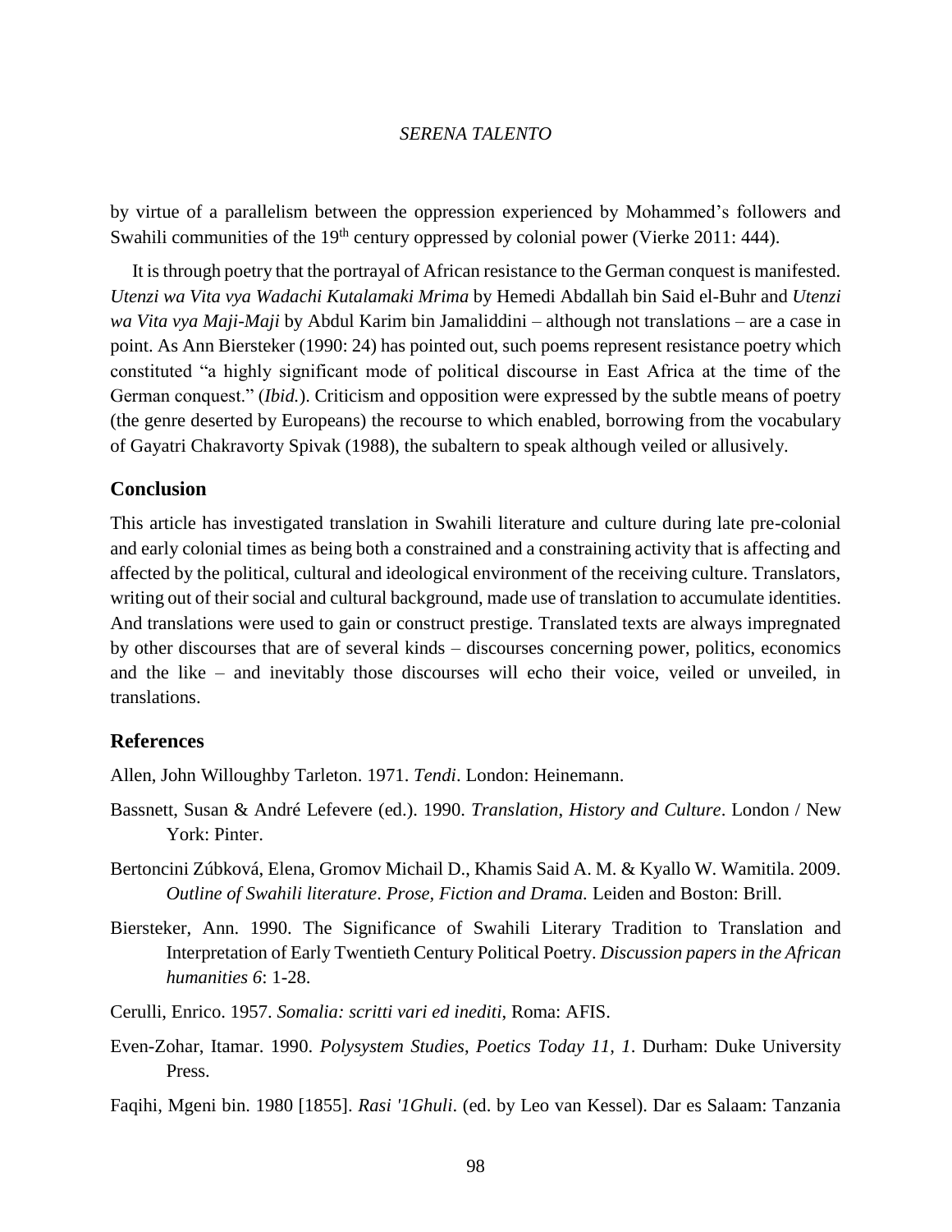by virtue of a parallelism between the oppression experienced by Mohammed's followers and Swahili communities of the 19th century oppressed by colonial power (Vierke 2011: 444).

It is through poetry that the portrayal of African resistance to the German conquest is manifested. *Utenzi wa Vita vya Wadachi Kutalamaki Mrima* by Hemedi Abdallah bin Said el-Buhr and *Utenzi wa Vita vya Maji-Maji* by Abdul Karim bin Jamaliddini – although not translations – are a case in point. As Ann Biersteker (1990: 24) has pointed out, such poems represent resistance poetry which constituted "a highly significant mode of political discourse in East Africa at the time of the German conquest." (*Ibid.*). Criticism and opposition were expressed by the subtle means of poetry (the genre deserted by Europeans) the recourse to which enabled, borrowing from the vocabulary of Gayatri Chakravorty Spivak (1988), the subaltern to speak although veiled or allusively.

## Conclusion

This article has investigated translation in Swahili literature and culture during late pre-colonial and early colonial times as being both a constrained and a constraining activity that is affecting and affected by the political, cultural and ideological environment of the receiving culture. Translators, writing out of their social and cultural background, made use of translation to accumulate identities. And translations were used to gain or construct prestige. Translated texts are always impregnated by other discourses that are of several kinds – discourses concerning power, politics, economics and the like – and inevitably those discourses will echo their voice, veiled or unveiled, in translations.

## References

Allen, John Willoughby Tarleton. 1971. *Tendi*. London: Heinemann.

Bassnett, Susan & André Lefevere (ed.). 1990. *Translation, History and Culture*. London / New York: Pinter.

Bertoncini Zúbková, Elena, Gromov Michail D., Khamis Said A. M. & Kyallo W. Wamitila. 2009. *Outline of Swahili literature*. *Prose, Fiction and Drama.* Leiden and Boston: Brill.

Biersteker, Ann. 1990. The Significance of Swahili Literary Tradition to Translation and Interpretation of Early Twentieth Century Political Poetry. *Discussion papers in the African humanities 6*: 1-28.

Cerulli, Enrico. 1957. *Somalia: scritti vari ed inediti*, Roma: AFIS.

Even-Zohar, Itamar. 1990. *Polysystem Studies*, *Poetics Today 11, 1*. Durham: Duke University Press.

Faqihi, Mgeni bin. 1980 [1855]. *Rasi '1Ghuli*. (ed. by Leo van Kessel). Dar es Salaam: Tanzania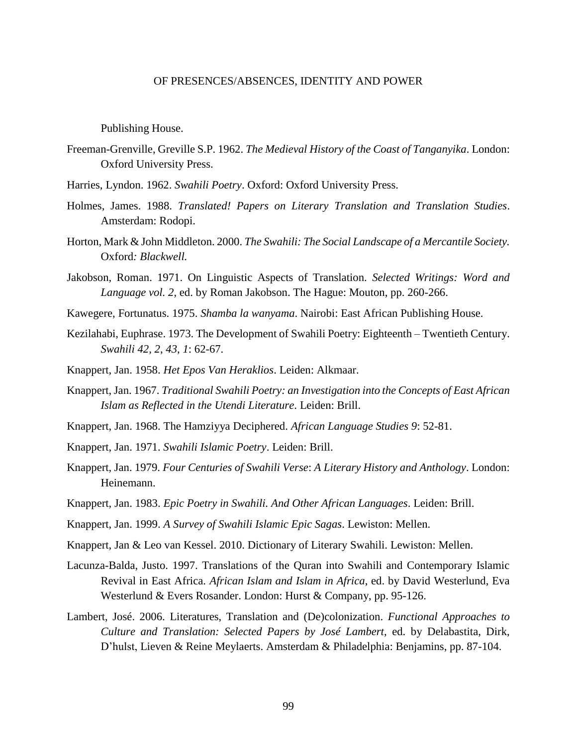Publishing House.

Freeman-Grenville, Greville S.P. 1962. *The Medieval History of the Coast of Tanganyika*. London: Oxford University Press.

Harries, Lyndon. 1962. *Swahili Poetry*. Oxford: Oxford University Press.

Holmes, James. 1988. *Translated! Papers on Literary Translation and Translation Studies*. Amsterdam: Rodopi.

Horton, Mark & John Middleton. 2000. *The Swahili: The Social Landscape of a Mercantile Society.* Oxford*: Blackwell.*

Jakobson, Roman. 1971. On Linguistic Aspects of Translation. *Selected Writings: Word and Language vol. 2*, ed. by Roman Jakobson. The Hague: Mouton, pp. 260-266.

Kawegere, Fortunatus. 1975. *Shamba la wanyama*. Nairobi: East African Publishing House.

Kezilahabi, Euphrase. 1973. The Development of Swahili Poetry: Eighteenth – Twentieth Century. *Swahili 42, 2*, *43, 1*: 62-67.

Knappert, Jan. 1958. *Het Epos Van Heraklios*. Leiden: Alkmaar.

Knappert, Jan. 1967. *Traditional Swahili Poetry: an Investigation into the Concepts of East African Islam as Reflected in the Utendi Literature*. Leiden: Brill.

Knappert, Jan. 1968. The Hamziyya Deciphered. *African Language Studies 9*: 52-81.

Knappert, Jan. 1971. *Swahili Islamic Poetry*. Leiden: Brill.

Knappert, Jan. 1979. *Four Centuries of Swahili Verse*: *A Literary History and Anthology*. London: Heinemann.

Knappert, Jan. 1983. *Epic Poetry in Swahili. And Other African Languages*. Leiden: Brill.

Knappert, Jan. 1999. *A Survey of Swahili Islamic Epic Sagas*. Lewiston: Mellen.

Knappert, Jan & Leo van Kessel. 2010. Dictionary of Literary Swahili. Lewiston: Mellen.

Lacunza-Balda, Justo. 1997. Translations of the Quran into Swahili and Contemporary Islamic Revival in East Africa. *African Islam and Islam in Africa*, ed. by David Westerlund, Eva Westerlund & Evers Rosander. London: Hurst & Company, pp. 95-126.

Lambert, José. 2006. Literatures, Translation and (De)colonization. *Functional Approaches to Culture and Translation: Selected Papers by José Lambert*, ed. by Delabastita, Dirk, D'hulst, Lieven & Reine Meylaerts. Amsterdam & Philadelphia: Benjamins, pp. 87-104.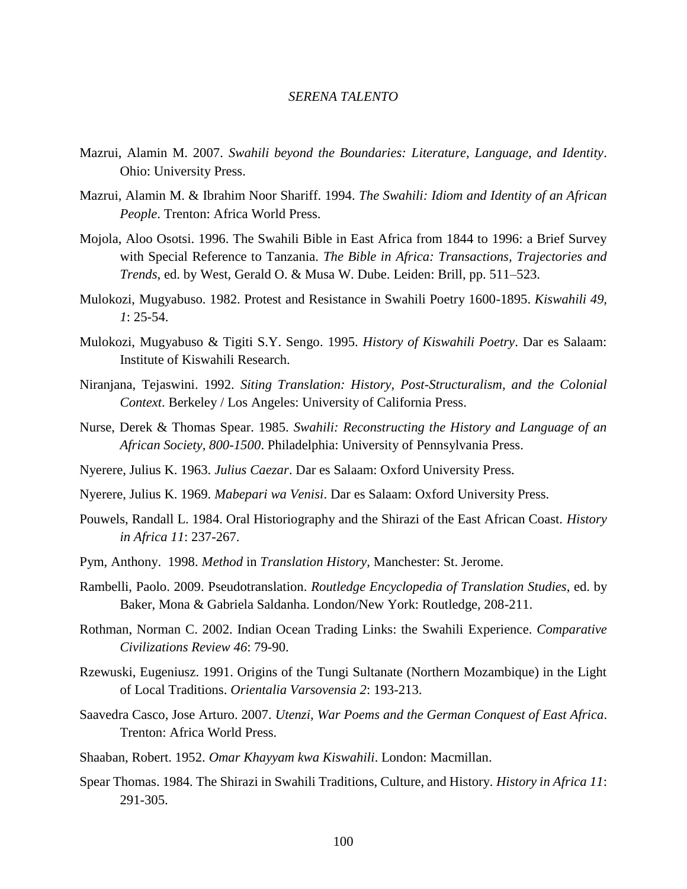Mazrui, Alamin M. 2007. *Swahili beyond the Boundaries: Literature, Language, and Identity*. Ohio: University Press.

Mazrui, Alamin M. & Ibrahim Noor Shariff. 1994. *The Swahili: Idiom and Identity of an African People*. Trenton: Africa World Press.

Mojola, Aloo Osotsi. 1996. The Swahili Bible in East Africa from 1844 to 1996: a Brief Survey with Special Reference to Tanzania. *The Bible in Africa: Transactions, Trajectories and Trends*, ed. by West, Gerald O. & Musa W. Dube. Leiden: Brill, pp. 511–523.

Mulokozi, Mugyabuso. 1982. Protest and Resistance in Swahili Poetry 1600-1895. *Kiswahili 49, 1*: 25-54.

Mulokozi, Mugyabuso & Tigiti S.Y. Sengo. 1995. *History of Kiswahili Poetry*. Dar es Salaam: Institute of Kiswahili Research.

Niranjana, Tejaswini. 1992. *Siting Translation: History, Post-Structuralism, and the Colonial Context*. Berkeley / Los Angeles: University of California Press.

Nurse, Derek & Thomas Spear. 1985. *Swahili: Reconstructing the History and Language of an African Society, 800-1500*. Philadelphia: University of Pennsylvania Press.

Nyerere, Julius K. 1963. *Julius Caezar*. Dar es Salaam: Oxford University Press.

Nyerere, Julius K. 1969. *Mabepari wa Venisi*. Dar es Salaam: Oxford University Press.

Pouwels, Randall L. 1984. Oral Historiography and the Shirazi of the East African Coast. *History in Africa 11*: 237-267.

Pym, Anthony. 1998. *Method* in *Translation History,* Manchester: St. Jerome.

Rambelli, Paolo. 2009. Pseudotranslation. *Routledge Encyclopedia of Translation Studies*, ed. by Baker, Mona & Gabriela Saldanha. London/New York: Routledge, 208-211.

Rothman, Norman C. 2002. Indian Ocean Trading Links: the Swahili Experience. *Comparative Civilizations Review 46*: 79-90.

Rzewuski, Eugeniusz. 1991. Origins of the Tungi Sultanate (Northern Mozambique) in the Light of Local Traditions. *Orientalia Varsovensia 2*: 193-213.

Saavedra Casco, Jose Arturo. 2007. *Utenzi, War Poems and the German Conquest of East Africa*. Trenton: Africa World Press.

Shaaban, Robert. 1952. *Omar Khayyam kwa Kiswahili*. London: Macmillan.

Spear Thomas. 1984. The Shirazi in Swahili Traditions, Culture, and History. *History in Africa 11*: 291-305.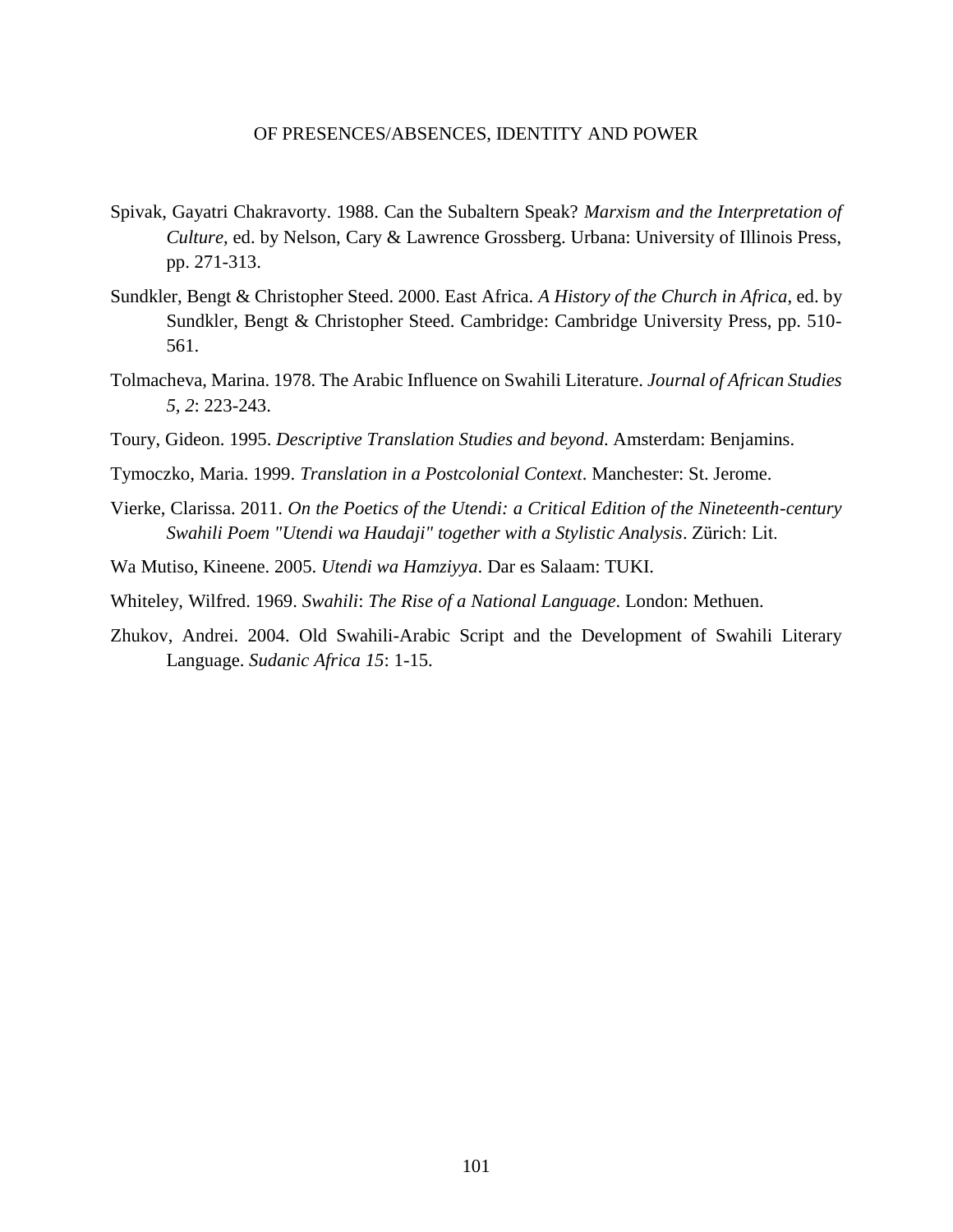Spivak, Gayatri Chakravorty. 1988. Can the Subaltern Speak? *Marxism and the Interpretation of Culture*, ed. by Nelson, Cary & Lawrence Grossberg. Urbana: University of Illinois Press, pp. 271-313.

Sundkler, Bengt & Christopher Steed. 2000. East Africa. *A History of the Church in Africa*, ed. by Sundkler, Bengt & Christopher Steed. Cambridge: Cambridge University Press, pp. 510-561.

Tolmacheva, Marina. 1978. The Arabic Influence on Swahili Literature. *Journal of African Studies 5, 2*: 223-243.

Toury, Gideon. 1995. *Descriptive Translation Studies and beyond*. Amsterdam: Benjamins.

Tymoczko, Maria. 1999. *Translation in a Postcolonial Context*. Manchester: St. Jerome.

Vierke, Clarissa. 2011. *On the Poetics of the Utendi: a Critical Edition of the Nineteenth-century Swahili Poem "Utendi wa Haudaji" together with a Stylistic Analysis*. Zürich: Lit.

Wa Mutiso, Kineene. 2005. *Utendi wa Hamziyya*. Dar es Salaam: TUKI.

Whiteley, Wilfred. 1969. *Swahili*: *The Rise of a National Language*. London: Methuen.

Zhukov, Andrei. 2004. Old Swahili-Arabic Script and the Development of Swahili Literary Language. *Sudanic Africa 15*: 1-15.